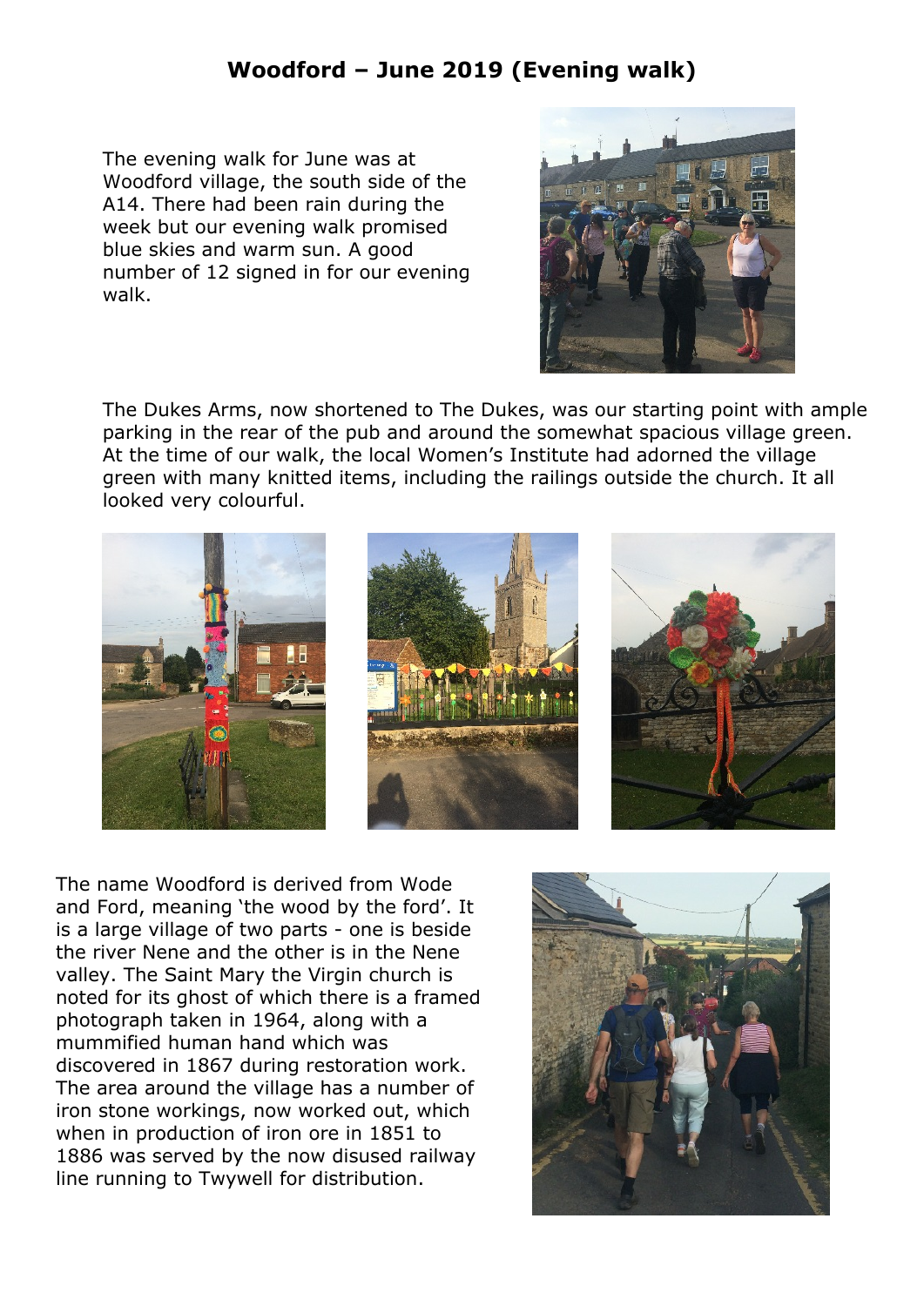# Woodford – June 2019 (Evening walk)

The evening walk for June was at Woodford village, the south side of the A14. There had been rain during the week but our evening walk promised blue skies and warm sun. A good number of 12 signed in for our evening walk.

The Dukes Arms, now shortened to The Dukes, was our starting point with ample parking in the rear of the pub and around the somewhat spacious village green. At the time of our walk, the local Women's Institute had adorned the village green with many knitted items, including the railings outside the church. It all looked very colourful.

The name Woodford is derived from Wode and Ford, meaning 'the wood by the ford'. It is a large village of two parts - one is beside the river Nene and the other is in the Nene valley. The Saint Mary the Virgin church is noted for its ghost of which there is a framed photograph taken in 1964, along with a mummified human hand which was discovered in 1867 during restoration work. The area around the village has a number of iron stone workings, now worked out, which when in production of iron ore in 1851 to 1886 was served by the now disused railway line running to Twywell for distribution.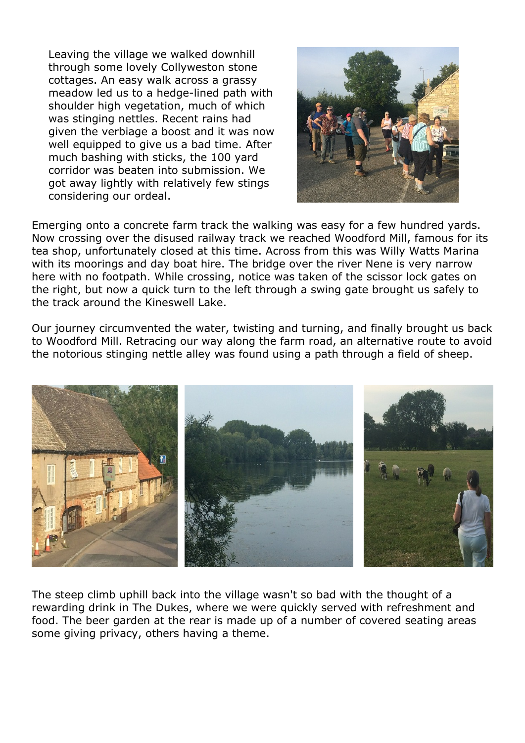Leaving the village we walked downhill through some lovely Collyweston stone cottages. An easy walk across a grassy meadow led us to a hedge-lined path with shoulder high vegetation, much of which was stinging nettles. Recent rains had given the verbiage a boost and it was now well equipped to give us a bad time. After much bashing with sticks, the 100 yard corridor was beaten into submission. We got away lightly with relatively few stings considering our ordeal.

Emerging onto a concrete farm track the walking was easy for a few hundred yards. Now crossing over the disused railway track we reached Woodford Mill, famous for its tea shop, unfortunately closed at this time. Across from this was Willy Watts Marina with its moorings and day boat hire. The bridge over the river Nene is very narrow here with no footpath. While crossing, notice was taken of the scissor lock gates on the right, but now a quick turn to the left through a swing gate brought us safely to the track around the Kineswell Lake.

Our journey circumvented the water, twisting and turning, and finally brought us back to Woodford Mill. Retracing our way along the farm road, an alternative route to avoid the notorious stinging nettle alley was found using a path through a field of sheep.

The steep climb uphill back into the village wasn't so bad with the thought of a rewarding drink in The Dukes, where we were quickly served with refreshment and food. The beer garden at the rear is made up of a number of covered seating areas some giving privacy, others having a theme.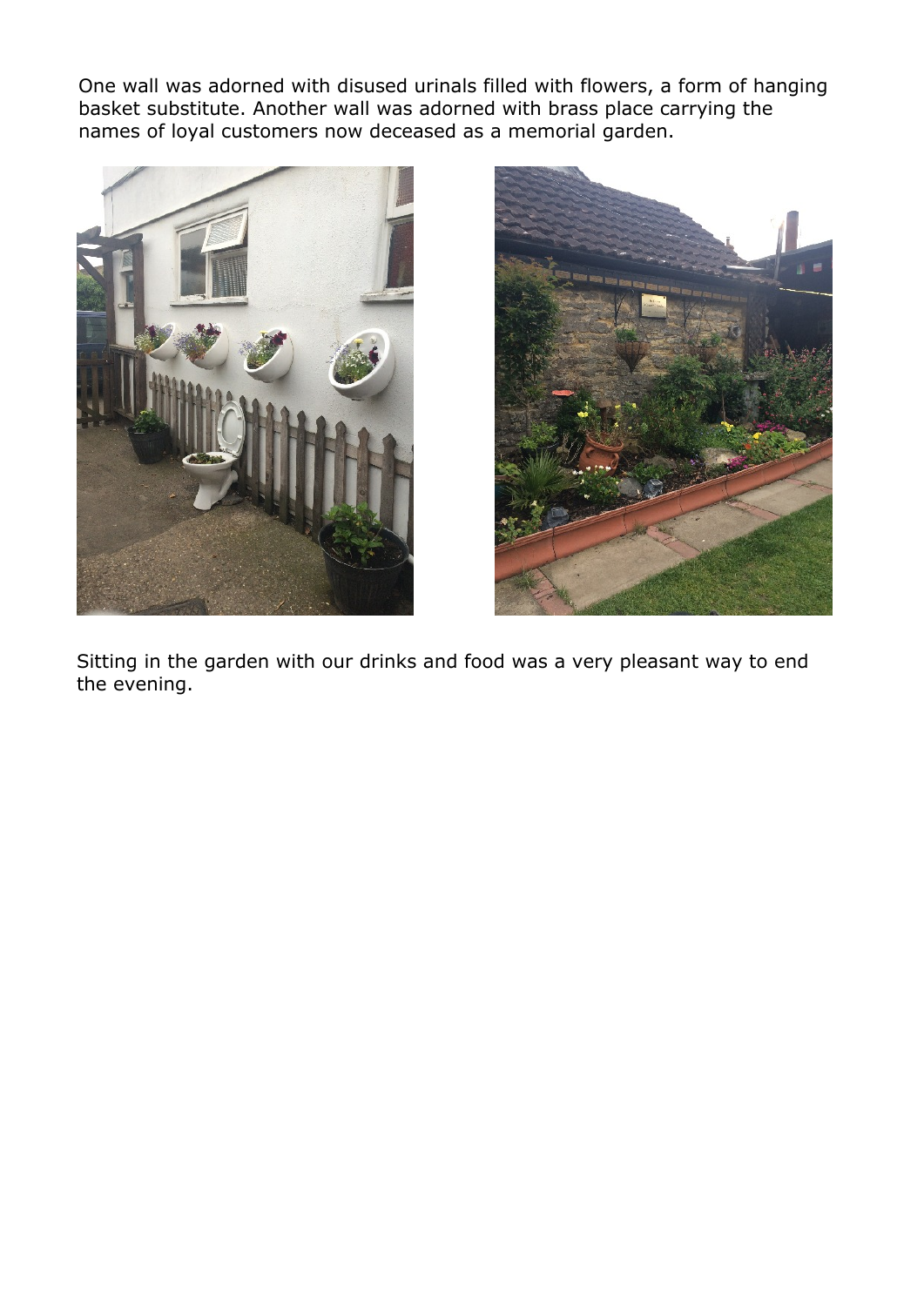One wall was adorned with disused urinals filled with flowers, a form of hanging basket substitute. Another wall was adorned with brass place carrying the names of loyal customers now deceased as a memorial garden.

Sitting in the garden with our drinks and food was a very pleasant way to end the evening.